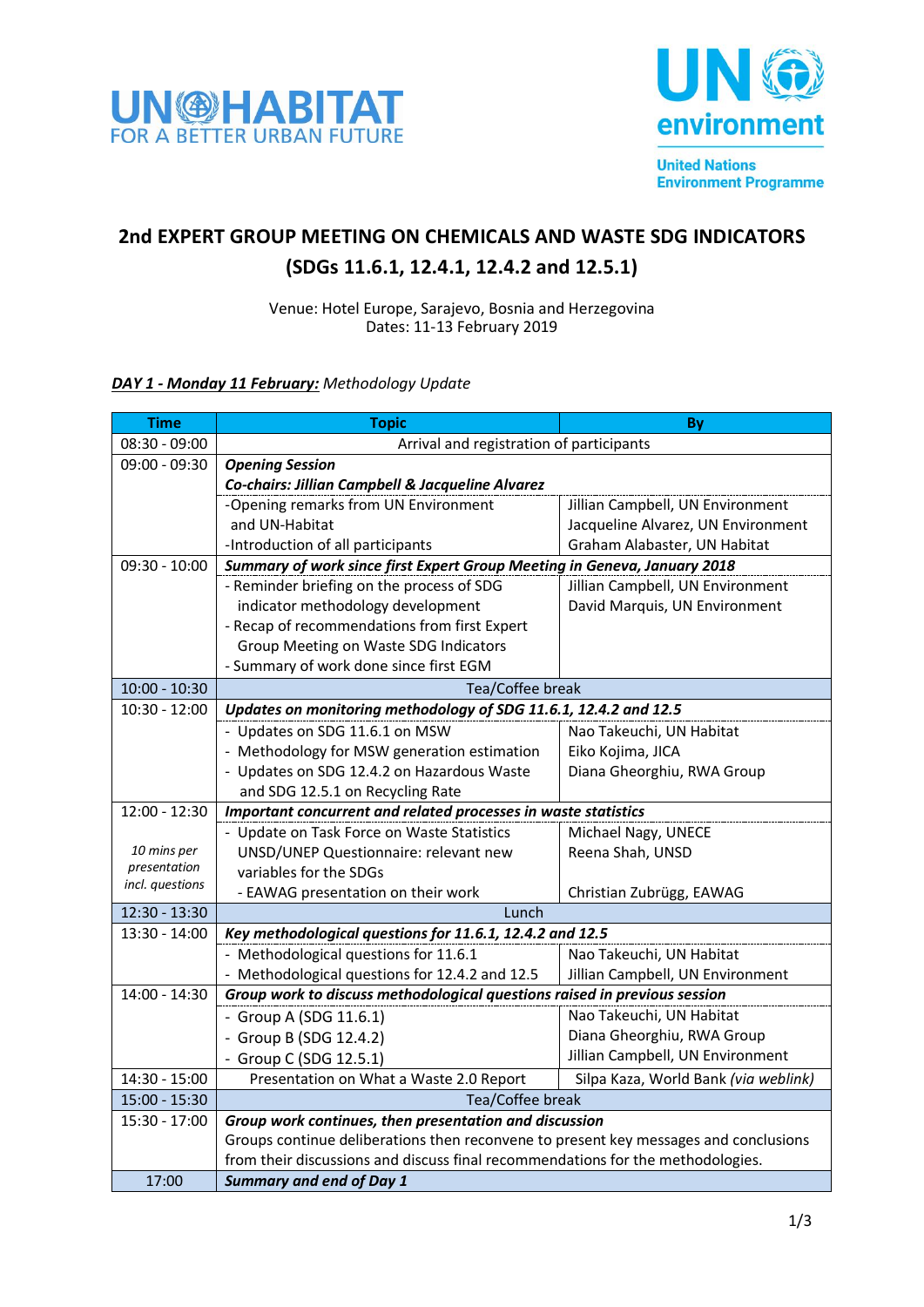UN-HABITAT
FOR A BETTER URBAN FUTURE

UN environment
United Nations Environment Programme

# 2nd EXPERT GROUP MEETING ON CHEMICALS AND WASTE SDG INDICATORS (SDGs 11.6.1, 12.4.1, 12.4.2 and 12.5.1)

Venue: Hotel Europe, Sarajevo, Bosnia and Herzegovina
Dates: 11-13 February 2019

***DAY 1 - Monday 11 February:*** *Methodology Update*

| Time | Topic | By |
|---|---|---|
| 08:30 - 09:00 | Arrival and registration of participants | |
| 09:00 - 09:30 | ***Opening Session*** ***Co-chairs: Jillian Campbell & Jacqueline Alvarez*** | |
| | -Opening remarks from UN Environment and UN-Habitat<br>-Introduction of all participants | Jillian Campbell, UN Environment<br>Jacqueline Alvarez, UN Environment<br>Graham Alabaster, UN Habitat |
| 09:30 - 10:00 | ***Summary of work since first Expert Group Meeting in Geneva, January 2018*** | |
| | - Reminder briefing on the process of SDG indicator methodology development<br>- Recap of recommendations from first Expert Group Meeting on Waste SDG Indicators<br>- Summary of work done since first EGM | Jillian Campbell, UN Environment<br>David Marquis, UN Environment |
| 10:00 - 10:30 | Tea/Coffee break | |
| 10:30 - 12:00 | ***Updates on monitoring methodology of SDG 11.6.1, 12.4.2 and 12.5*** | |
| | - Updates on SDG 11.6.1 on MSW<br>- Methodology for MSW generation estimation<br>- Updates on SDG 12.4.2 on Hazardous Waste and SDG 12.5.1 on Recycling Rate | Nao Takeuchi, UN Habitat<br>Eiko Kojima, JICA<br>Diana Gheorghiu, RWA Group |
| 12:00 - 12:30 | ***Important concurrent and related processes in waste statistics*** | |
| *10 mins per presentation incl. questions* | - Update on Task Force on Waste Statistics<br>UNSD/UNEP Questionnaire: relevant new variables for the SDGs<br>- EAWAG presentation on their work | Michael Nagy, UNECE<br>Reena Shah, UNSD<br>Christian Zubrügg, EAWAG |
| 12:30 - 13:30 | Lunch | |
| 13:30 - 14:00 | ***Key methodological questions for 11.6.1, 12.4.2 and 12.5*** | |
| | - Methodological questions for 11.6.1<br>- Methodological questions for 12.4.2 and 12.5 | Nao Takeuchi, UN Habitat<br>Jillian Campbell, UN Environment |
| 14:00 - 14:30 | ***Group work to discuss methodological questions raised in previous session*** | |
| | - Group A (SDG 11.6.1)<br>- Group B (SDG 12.4.2)<br>- Group C (SDG 12.5.1) | Nao Takeuchi, UN Habitat<br>Diana Gheorghiu, RWA Group<br>Jillian Campbell, UN Environment |
| 14:30 - 15:00 | Presentation on What a Waste 2.0 Report | Silpa Kaza, World Bank *(via weblink)* |
| 15:00 - 15:30 | Tea/Coffee break | |
| 15:30 - 17:00 | ***Group work continues, then presentation and discussion*** Groups continue deliberations then reconvene to present key messages and conclusions from their discussions and discuss final recommendations for the methodologies. | |
| 17:00 | ***Summary and end of Day 1*** | |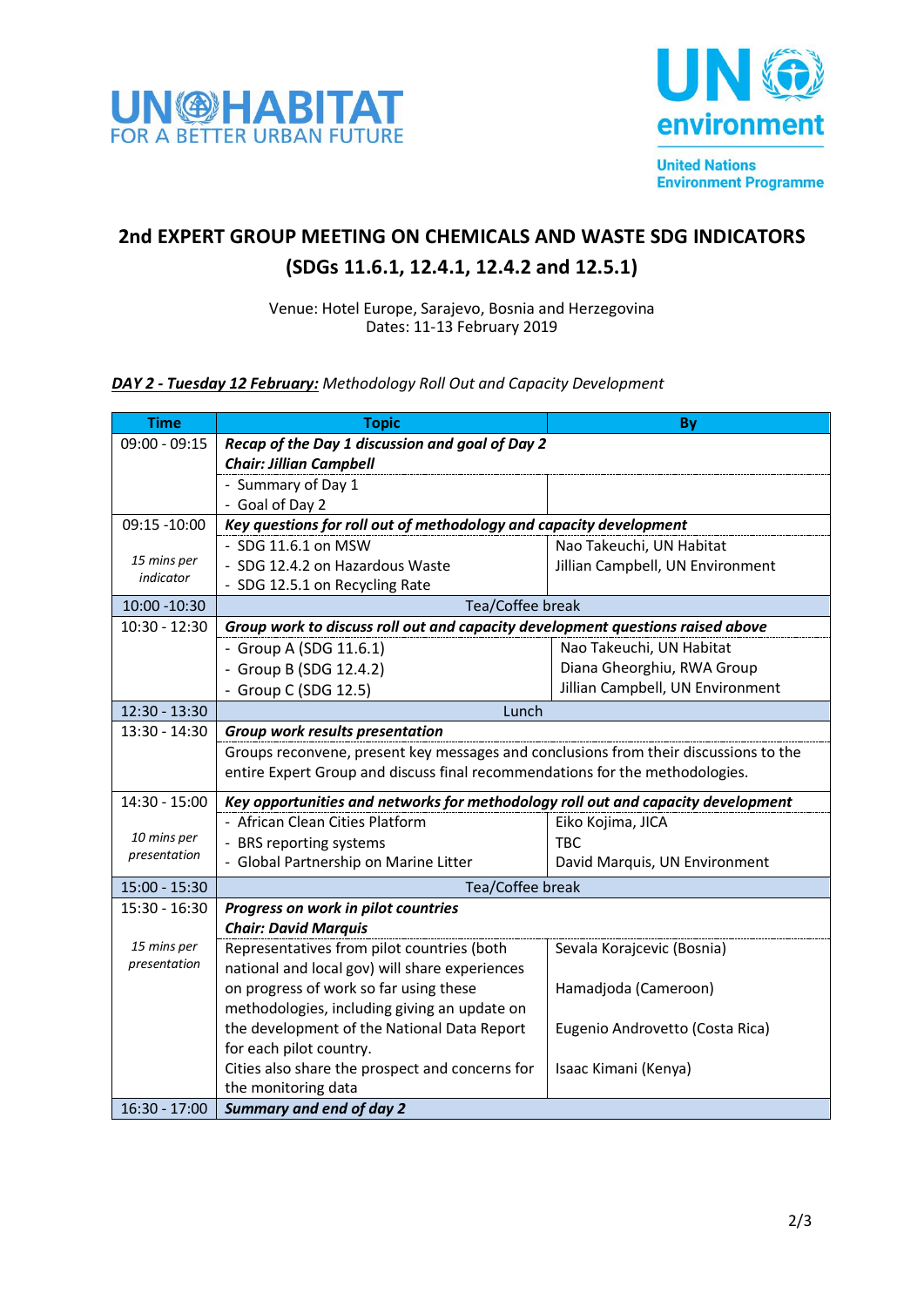UN HABITAT FOR A BETTER URBAN FUTURE

UN environment United Nations Environment Programme

# 2nd EXPERT GROUP MEETING ON CHEMICALS AND WASTE SDG INDICATORS (SDGs 11.6.1, 12.4.1, 12.4.2 and 12.5.1)

Venue: Hotel Europe, Sarajevo, Bosnia and Herzegovina
Dates: 11-13 February 2019

***DAY 2 - Tuesday 12 February:*** *Methodology Roll Out and Capacity Development*

| Time | Topic | By |
|---|---|---|
| 09:00 - 09:15 | ***Recap of the Day 1 discussion and goal of Day 2*** ***Chair: Jillian Campbell*** | |
| | - Summary of Day 1<br>- Goal of Day 2 | |
| 09:15 -10:00 | ***Key questions for roll out of methodology and capacity development*** | |
| *15 mins per indicator* | - SDG 11.6.1 on MSW<br>- SDG 12.4.2 on Hazardous Waste<br>- SDG 12.5.1 on Recycling Rate | Nao Takeuchi, UN Habitat<br>Jillian Campbell, UN Environment |
| 10:00 -10:30 | Tea/Coffee break | |
| 10:30 - 12:30 | ***Group work to discuss roll out and capacity development questions raised above*** | |
| | - Group A (SDG 11.6.1)<br>- Group B (SDG 12.4.2)<br>- Group C (SDG 12.5) | Nao Takeuchi, UN Habitat<br>Diana Gheorghiu, RWA Group<br>Jillian Campbell, UN Environment |
| 12:30 - 13:30 | Lunch | |
| 13:30 - 14:30 | ***Group work results presentation*** | |
| | Groups reconvene, present key messages and conclusions from their discussions to the entire Expert Group and discuss final recommendations for the methodologies. | |
| 14:30 - 15:00 | ***Key opportunities and networks for methodology roll out and capacity development*** | |
| *10 mins per presentation* | - African Clean Cities Platform<br>- BRS reporting systems<br>- Global Partnership on Marine Litter | Eiko Kojima, JICA<br>TBC<br>David Marquis, UN Environment |
| 15:00 - 15:30 | Tea/Coffee break | |
| 15:30 - 16:30 | ***Progress on work in pilot countries*** ***Chair: David Marquis*** | |
| *15 mins per presentation* | Representatives from pilot countries (both national and local gov) will share experiences on progress of work so far using these methodologies, including giving an update on the development of the National Data Report for each pilot country.<br>Cities also share the prospect and concerns for the monitoring data | Sevala Korajcevic (Bosnia)<br>Hamadjoda (Cameroon)<br>Eugenio Androvetto (Costa Rica)<br>Isaac Kimani (Kenya) |
| 16:30 - 17:00 | ***Summary and end of day 2*** | |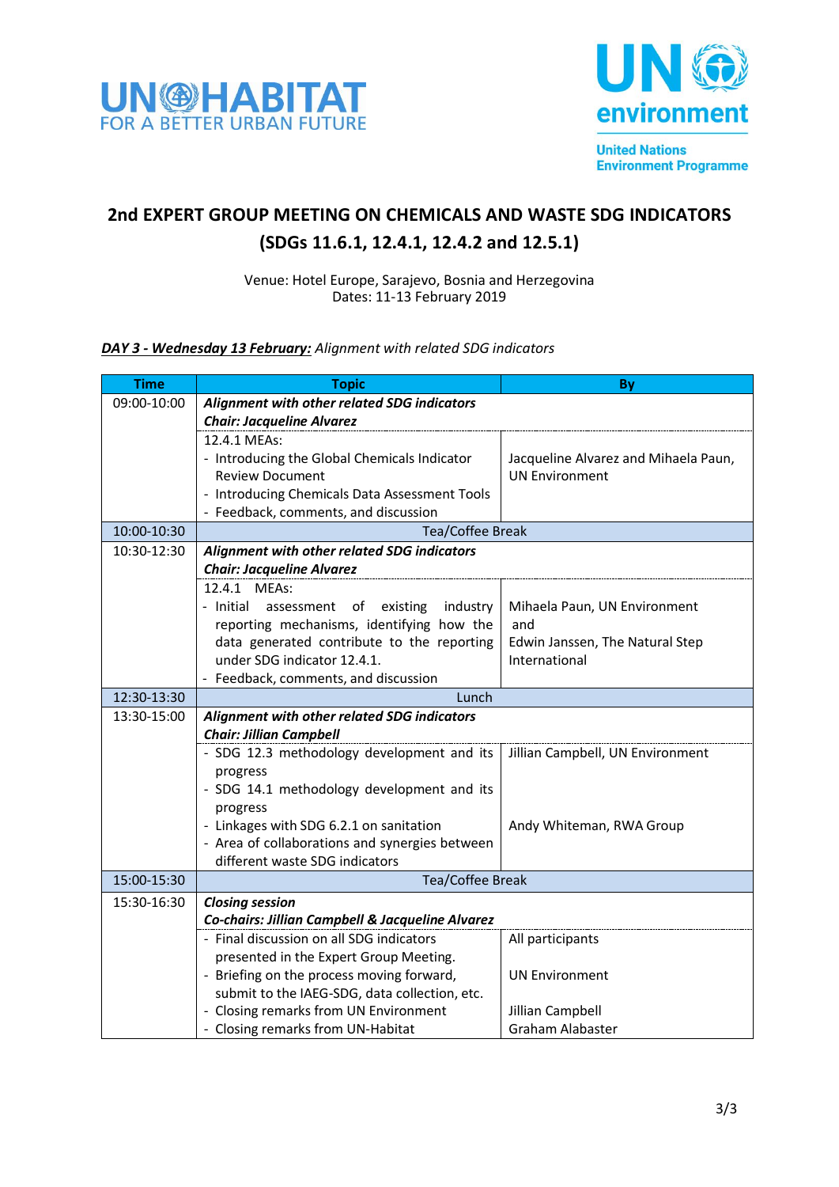UN-HABITAT FOR A BETTER URBAN FUTURE

UN environment
United Nations Environment Programme

# 2nd EXPERT GROUP MEETING ON CHEMICALS AND WASTE SDG INDICATORS (SDGs 11.6.1, 12.4.1, 12.4.2 and 12.5.1)

Venue: Hotel Europe, Sarajevo, Bosnia and Herzegovina
Dates: 11-13 February 2019

***DAY 3 - Wednesday 13 February:*** *Alignment with related SDG indicators*

| Time | Topic | By |
|---|---|---|
| 09:00-10:00 | ***Alignment with other related SDG indicators*** ***Chair: Jacqueline Alvarez*** | |
| | 12.4.1 MEAs: - Introducing the Global Chemicals Indicator Review Document - Introducing Chemicals Data Assessment Tools - Feedback, comments, and discussion | Jacqueline Alvarez and Mihaela Paun, UN Environment |
| 10:00-10:30 | Tea/Coffee Break | |
| 10:30-12:30 | ***Alignment with other related SDG indicators*** ***Chair: Jacqueline Alvarez*** | |
| | 12.4.1 MEAs: - Initial assessment of existing industry reporting mechanisms, identifying how the data generated contribute to the reporting under SDG indicator 12.4.1. - Feedback, comments, and discussion | Mihaela Paun, UN Environment and Edwin Janssen, The Natural Step International |
| 12:30-13:30 | Lunch | |
| 13:30-15:00 | ***Alignment with other related SDG indicators*** ***Chair: Jillian Campbell*** | |
| | - SDG 12.3 methodology development and its progress - SDG 14.1 methodology development and its progress - Linkages with SDG 6.2.1 on sanitation - Area of collaborations and synergies between different waste SDG indicators | Jillian Campbell, UN Environment Andy Whiteman, RWA Group |
| 15:00-15:30 | Tea/Coffee Break | |
| 15:30-16:30 | ***Closing session*** ***Co-chairs: Jillian Campbell & Jacqueline Alvarez*** | |
| | - Final discussion on all SDG indicators presented in the Expert Group Meeting. - Briefing on the process moving forward, submit to the IAEG-SDG, data collection, etc. - Closing remarks from UN Environment - Closing remarks from UN-Habitat | All participants UN Environment Jillian Campbell Graham Alabaster |